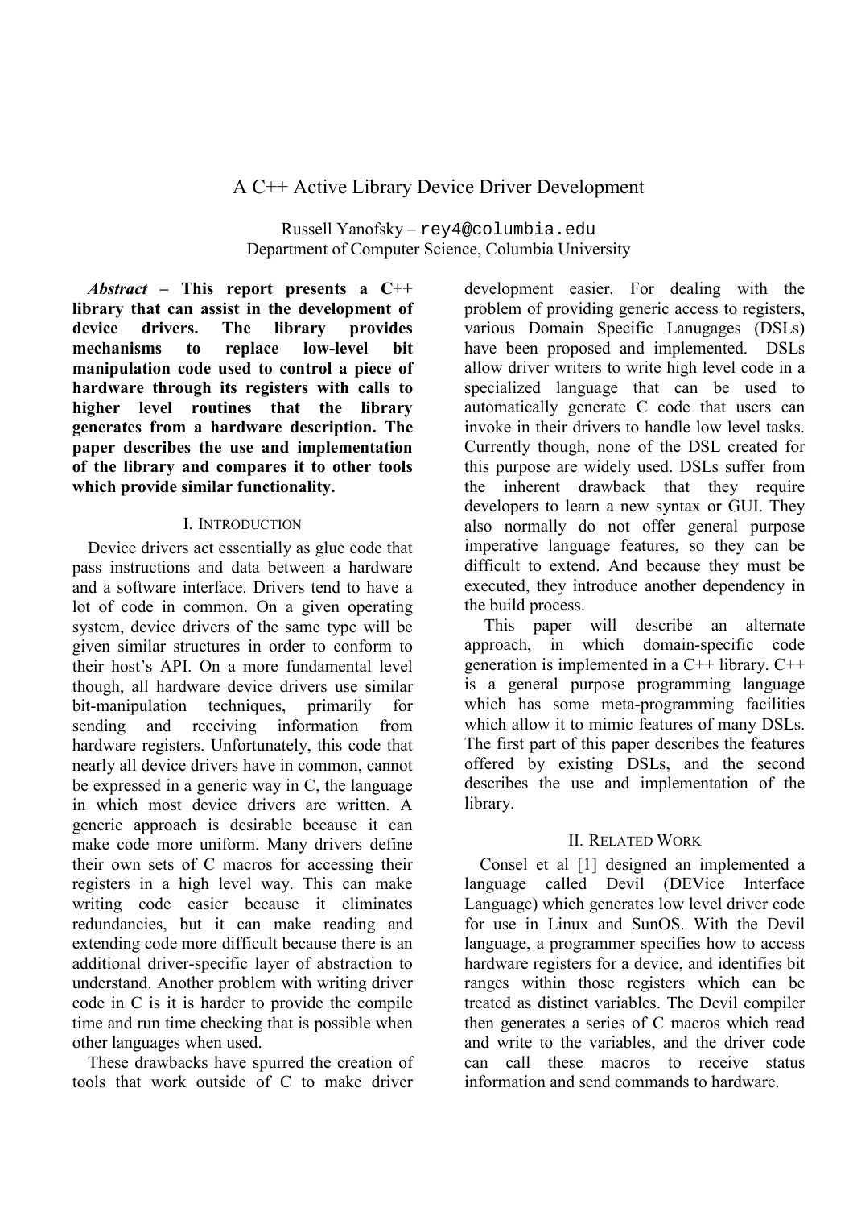# A C++ Active Library Device Driver Development

Russell Yanofsky – rey4@columbia.edu
Department of Computer Science, Columbia University

***Abstract* – This report presents a C++ library that can assist in the development of device drivers. The library provides mechanisms to replace low-level bit manipulation code used to control a piece of hardware through its registers with calls to higher level routines that the library generates from a hardware description. The paper describes the use and implementation of the library and compares it to other tools which provide similar functionality.**

## I. Introduction

Device drivers act essentially as glue code that pass instructions and data between a hardware and a software interface. Drivers tend to have a lot of code in common. On a given operating system, device drivers of the same type will be given similar structures in order to conform to their host's API. On a more fundamental level though, all hardware device drivers use similar bit-manipulation techniques, primarily for sending and receiving information from hardware registers. Unfortunately, this code that nearly all device drivers have in common, cannot be expressed in a generic way in C, the language in which most device drivers are written. A generic approach is desirable because it can make code more uniform. Many drivers define their own sets of C macros for accessing their registers in a high level way. This can make writing code easier because it eliminates redundancies, but it can make reading and extending code more difficult because there is an additional driver-specific layer of abstraction to understand. Another problem with writing driver code in C is it is harder to provide the compile time and run time checking that is possible when other languages when used.

These drawbacks have spurred the creation of tools that work outside of C to make driver development easier. For dealing with the problem of providing generic access to registers, various Domain Specific Lanugages (DSLs) have been proposed and implemented. DSLs allow driver writers to write high level code in a specialized language that can be used to automatically generate C code that users can invoke in their drivers to handle low level tasks. Currently though, none of the DSL created for this purpose are widely used. DSLs suffer from the inherent drawback that they require developers to learn a new syntax or GUI. They also normally do not offer general purpose imperative language features, so they can be difficult to extend. And because they must be executed, they introduce another dependency in the build process.

This paper will describe an alternate approach, in which domain-specific code generation is implemented in a C++ library. C++ is a general purpose programming language which has some meta-programming facilities which allow it to mimic features of many DSLs. The first part of this paper describes the features offered by existing DSLs, and the second describes the use and implementation of the library.

## II. Related Work

Consel et al [1] designed an implemented a language called Devil (DEVice Interface Language) which generates low level driver code for use in Linux and SunOS. With the Devil language, a programmer specifies how to access hardware registers for a device, and identifies bit ranges within those registers which can be treated as distinct variables. The Devil compiler then generates a series of C macros which read and write to the variables, and the driver code can call these macros to receive status information and send commands to hardware.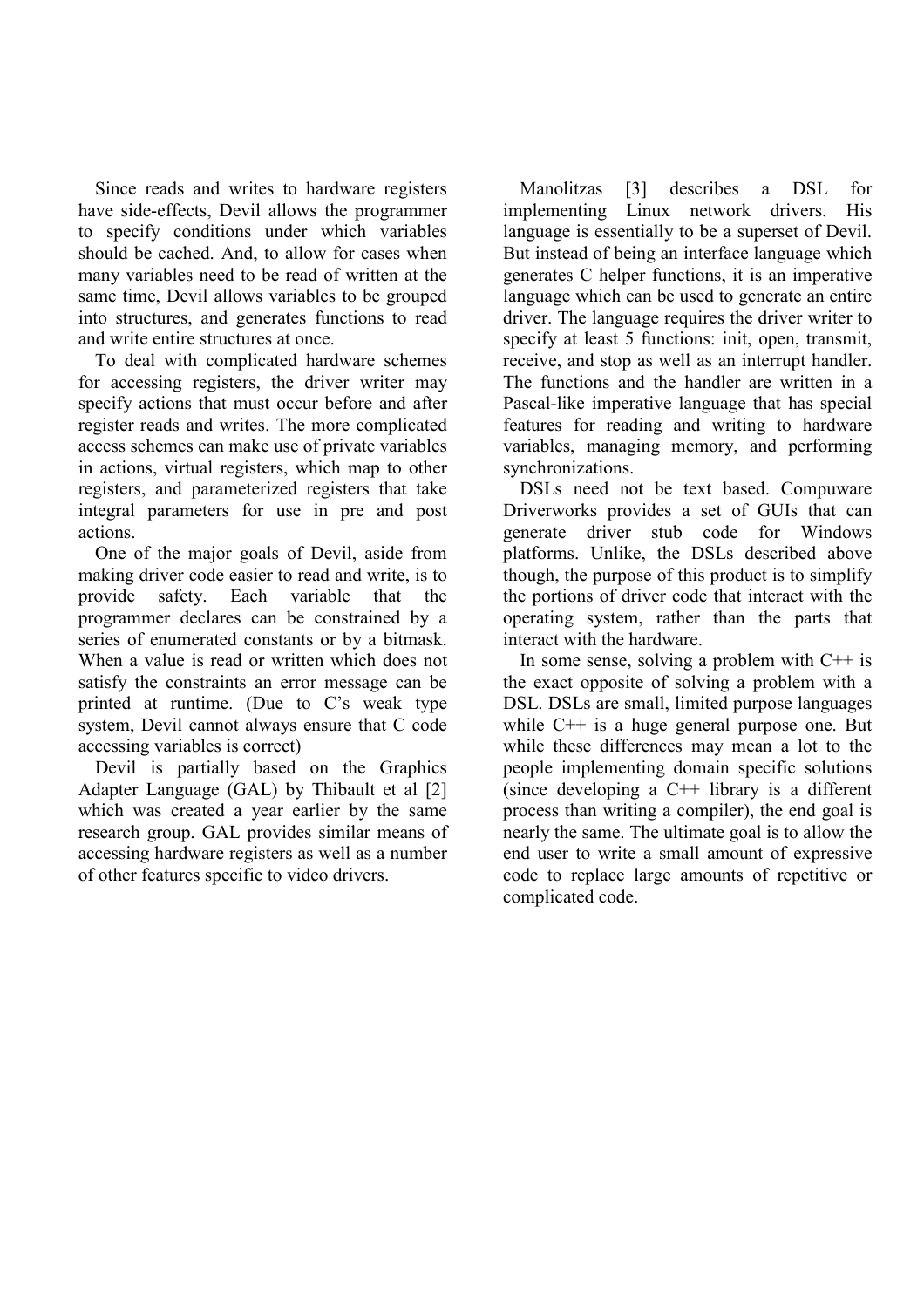Since reads and writes to hardware registers have side-effects, Devil allows the programmer to specify conditions under which variables should be cached. And, to allow for cases when many variables need to be read of written at the same time, Devil allows variables to be grouped into structures, and generates functions to read and write entire structures at once.

To deal with complicated hardware schemes for accessing registers, the driver writer may specify actions that must occur before and after register reads and writes. The more complicated access schemes can make use of private variables in actions, virtual registers, which map to other registers, and parameterized registers that take integral parameters for use in pre and post actions.

One of the major goals of Devil, aside from making driver code easier to read and write, is to provide safety. Each variable that the programmer declares can be constrained by a series of enumerated constants or by a bitmask. When a value is read or written which does not satisfy the constraints an error message can be printed at runtime. (Due to C's weak type system, Devil cannot always ensure that C code accessing variables is correct)

Devil is partially based on the Graphics Adapter Language (GAL) by Thibault et al [2] which was created a year earlier by the same research group. GAL provides similar means of accessing hardware registers as well as a number of other features specific to video drivers.

Manolitzas [3] describes a DSL for implementing Linux network drivers. His language is essentially to be a superset of Devil. But instead of being an interface language which generates C helper functions, it is an imperative language which can be used to generate an entire driver. The language requires the driver writer to specify at least 5 functions: init, open, transmit, receive, and stop as well as an interrupt handler. The functions and the handler are written in a Pascal-like imperative language that has special features for reading and writing to hardware variables, managing memory, and performing synchronizations.

DSLs need not be text based. Compuware Driverworks provides a set of GUIs that can generate driver stub code for Windows platforms. Unlike, the DSLs described above though, the purpose of this product is to simplify the portions of driver code that interact with the operating system, rather than the parts that interact with the hardware.

In some sense, solving a problem with C++ is the exact opposite of solving a problem with a DSL. DSLs are small, limited purpose languages while C++ is a huge general purpose one. But while these differences may mean a lot to the people implementing domain specific solutions (since developing a C++ library is a different process than writing a compiler), the end goal is nearly the same. The ultimate goal is to allow the end user to write a small amount of expressive code to replace large amounts of repetitive or complicated code.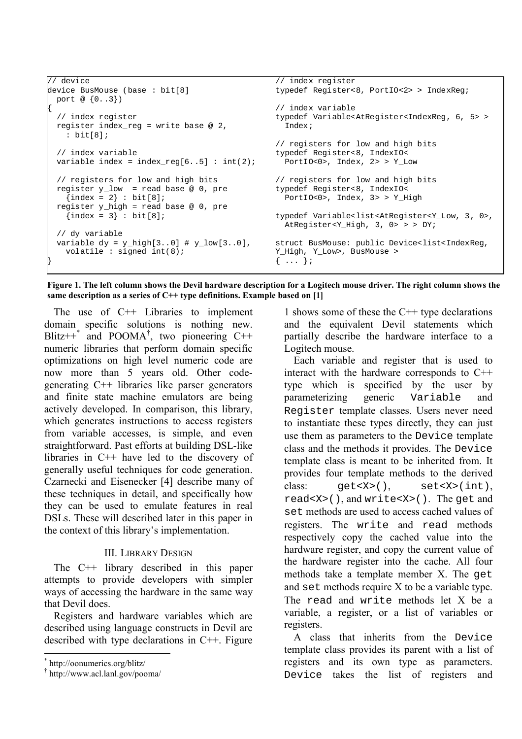```
// device
device BusMouse (base : bit[8]
  port @ {0..3})
{
  // index register
  register index_reg = write base @ 2,
    : bit[8];

  // index variable
  variable index = index_reg[6..5] : int(2);

  // registers for low and high bits
  register y_low  = read base @ 0, pre
    {index = 2} : bit[8];
  register y_high = read base @ 0, pre
    {index = 3} : bit[8];

  // dy variable
  variable dy = y_high[3..0] # y_low[3..0],
    volatile : signed int(8);
}
```

```
// index register
typedef Register<8, PortIO<2> > IndexReg;

// index variable
typedef Variable<AtRegister<IndexReg, 6, 5> >
  Index;

// registers for low and high bits
typedef Register<8, IndexIO<
  PortIO<0>, Index, 2> > Y_Low

// registers for low and high bits
typedef Register<8, IndexIO<
  PortIO<0>, Index, 3> > Y_High

typedef Variable<list<AtRegister<Y_Low, 3, 0>,
  AtRegister<Y_High, 3, 0> > > DY;

struct BusMouse: public Device<list<IndexReg,
Y_High, Y_Low>, BusMouse >
{ ... };
```

**Figure 1. The left column shows the Devil hardware description for a Logitech mouse driver. The right column shows the same description as a series of C++ type definitions. Example based on [1]**

The use of C++ Libraries to implement domain specific solutions is nothing new. Blitz++[*] and POOMA[†], two pioneering C++ numeric libraries that perform domain specific optimizations on high level numeric code are now more than 5 years old. Other code-generating C++ libraries like parser generators and finite state machine emulators are being actively developed. In comparison, this library, which generates instructions to access registers from variable accesses, is simple, and even straightforward. Past efforts at building DSL-like libraries in C++ have led to the discovery of generally useful techniques for code generation. Czarnecki and Eisenecker [4] describe many of these techniques in detail, and specifically how they can be used to emulate features in real DSLs. These will described later in this paper in the context of this library's implementation.

## III. Library Design

The C++ library described in this paper attempts to provide developers with simpler ways of accessing the hardware in the same way that Devil does.

Registers and hardware variables which are described using language constructs in Devil are described with type declarations in C++. Figure 1 shows some of these the C++ type declarations and the equivalent Devil statements which partially describe the hardware interface to a Logitech mouse.

Each variable and register that is used to interact with the hardware corresponds to C++ type which is specified by the user by parameterizing generic `Variable` and `Register` template classes. Users never need to instantiate these types directly, they can just use them as parameters to the `Device` template class and the methods it provides. The `Device` template class is meant to be inherited from. It provides four template methods to the derived class: `get<X>()`, `set<X>(int)`, `read<X>()`, and `write<X>()`. The `get` and `set` methods are used to access cached values of registers. The `write` and `read` methods respectively copy the cached value into the hardware register, and copy the current value of the hardware register into the cache. All four methods take a template member X. The `get` and `set` methods require X to be a variable type. The `read` and `write` methods let X be a variable, a register, or a list of variables or registers.

A class that inherits from the `Device` template class provides its parent with a list of registers and its own type as parameters. `Device` takes the list of registers and

---

[*] http://oonumerics.org/blitz/

[†] http://www.acl.lanl.gov/pooma/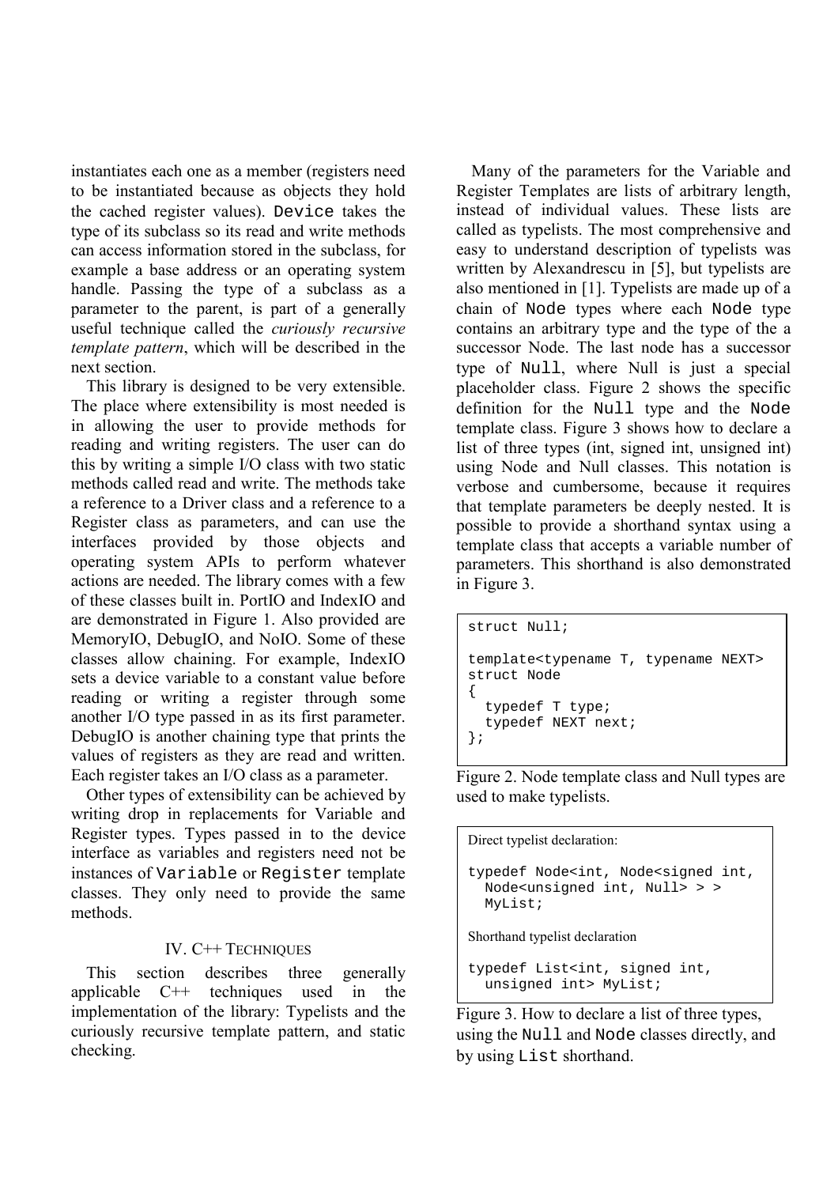instantiates each one as a member (registers need to be instantiated because as objects they hold the cached register values). `Device` takes the type of its subclass so its read and write methods can access information stored in the subclass, for example a base address or an operating system handle. Passing the type of a subclass as a parameter to the parent, is part of a generally useful technique called the *curiously recursive template pattern*, which will be described in the next section.

This library is designed to be very extensible. The place where extensibility is most needed is in allowing the user to provide methods for reading and writing registers. The user can do this by writing a simple I/O class with two static methods called read and write. The methods take a reference to a Driver class and a reference to a Register class as parameters, and can use the interfaces provided by those objects and operating system APIs to perform whatever actions are needed. The library comes with a few of these classes built in. PortIO and IndexIO and are demonstrated in Figure 1. Also provided are MemoryIO, DebugIO, and NoIO. Some of these classes allow chaining. For example, IndexIO sets a device variable to a constant value before reading or writing a register through some another I/O type passed in as its first parameter. DebugIO is another chaining type that prints the values of registers as they are read and written. Each register takes an I/O class as a parameter.

Other types of extensibility can be achieved by writing drop in replacements for Variable and Register types. Types passed in to the device interface as variables and registers need not be instances of `Variable` or `Register` template classes. They only need to provide the same methods.

## IV. C++ Techniques

This section describes three generally applicable C++ techniques used in the implementation of the library: Typelists and the curiously recursive template pattern, and static checking.

Many of the parameters for the Variable and Register Templates are lists of arbitrary length, instead of individual values. These lists are called as typelists. The most comprehensive and easy to understand description of typelists was written by Alexandrescu in [5], but typelists are also mentioned in [1]. Typelists are made up of a chain of `Node` types where each `Node` type contains an arbitrary type and the type of the a successor Node. The last node has a successor type of `Null`, where Null is just a special placeholder class. Figure 2 shows the specific definition for the `Null` type and the `Node` template class. Figure 3 shows how to declare a list of three types (int, signed int, unsigned int) using Node and Null classes. This notation is verbose and cumbersome, because it requires that template parameters be deeply nested. It is possible to provide a shorthand syntax using a template class that accepts a variable number of parameters. This shorthand is also demonstrated in Figure 3.

```
struct Null;

template<typename T, typename NEXT>
struct Node
{
  typedef T type;
  typedef NEXT next;
};
```

Figure 2. Node template class and Null types are used to make typelists.

Direct typelist declaration:

```
typedef Node<int, Node<signed int,
  Node<unsigned int, Null> > >
  MyList;
```

Shorthand typelist declaration

```
typedef List<int, signed int,
  unsigned int> MyList;
```

Figure 3. How to declare a list of three types, using the `Null` and `Node` classes directly, and by using `List` shorthand.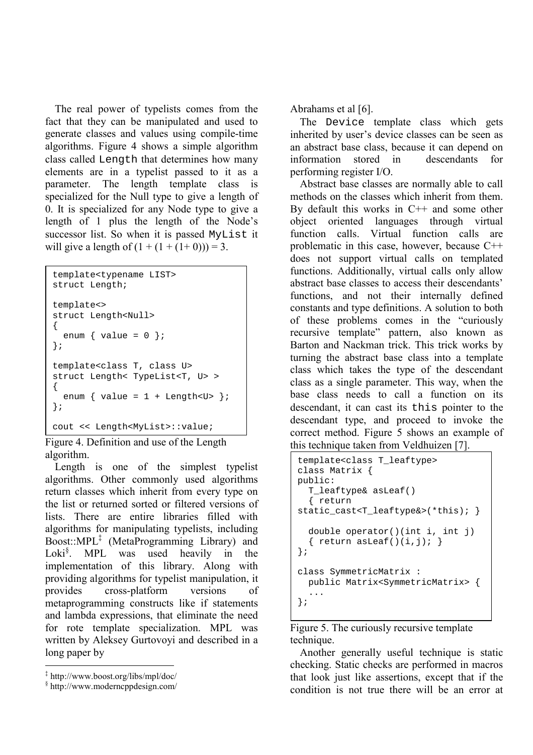The real power of typelists comes from the fact that they can be manipulated and used to generate classes and values using compile-time algorithms. Figure 4 shows a simple algorithm class called `Length` that determines how many elements are in a typelist passed to it as a parameter. The length template class is specialized for the Null type to give a length of 0. It is specialized for any Node type to give a length of 1 plus the length of the Node's successor list. So when it is passed `MyList` it will give a length of $(1 + (1 + (1+ 0))) = 3$.

```
template<typename LIST>
struct Length;

template<>
struct Length<Null>
{
  enum { value = 0 };
};

template<class T, class U>
struct Length< TypeList<T, U> >
{
  enum { value = 1 + Length<U> };
};

cout << Length<MyList>::value;
```

Figure 4. Definition and use of the Length algorithm.

Length is one of the simplest typelist algorithms. Other commonly used algorithms return classes which inherit from every type on the list or returned sorted or filtered versions of lists. There are entire libraries filled with algorithms for manipulating typelists, including Boost::MPL[‡] (MetaProgramming Library) and Loki[§]. MPL was used heavily in the implementation of this library. Along with providing algorithms for typelist manipulation, it provides cross-platform versions of metaprogramming constructs like if statements and lambda expressions, that eliminate the need for rote template specialization. MPL was written by Aleksey Gurtovoyi and described in a long paper by Abrahams et al [6].

The `Device` template class which gets inherited by user's device classes can be seen as an abstract base class, because it can depend on information stored in descendants for performing register I/O.

Abstract base classes are normally able to call methods on the classes which inherit from them. By default this works in C++ and some other object oriented languages through virtual function calls. Virtual function calls are problematic in this case, however, because C++ does not support virtual calls on templated functions. Additionally, virtual calls only allow abstract base classes to access their descendants' functions, and not their internally defined constants and type definitions. A solution to both of these problems comes in the "curiously recursive template" pattern, also known as Barton and Nackman trick. This trick works by turning the abstract base class into a template class which takes the type of the descendant class as a single parameter. This way, when the base class needs to call a function on its descendant, it can cast its `this` pointer to the descendant type, and proceed to invoke the correct method. Figure 5 shows an example of this technique taken from Veldhuizen [7].

```
template<class T_leaftype>
class Matrix {
public:
  T_leaftype& asLeaf()
  { return
static_cast<T_leaftype&>(*this); }

  double operator()(int i, int j)
  { return asLeaf()(i,j); }
};

class SymmetricMatrix :
  public Matrix<SymmetricMatrix> {
  ...
};
```

Figure 5. The curiously recursive template technique.

Another generally useful technique is static checking. Static checks are performed in macros that look just like assertions, except that if the condition is not true there will be an error at

---

‡ http://www.boost.org/libs/mpl/doc/

§ http://www.moderncppdesign.com/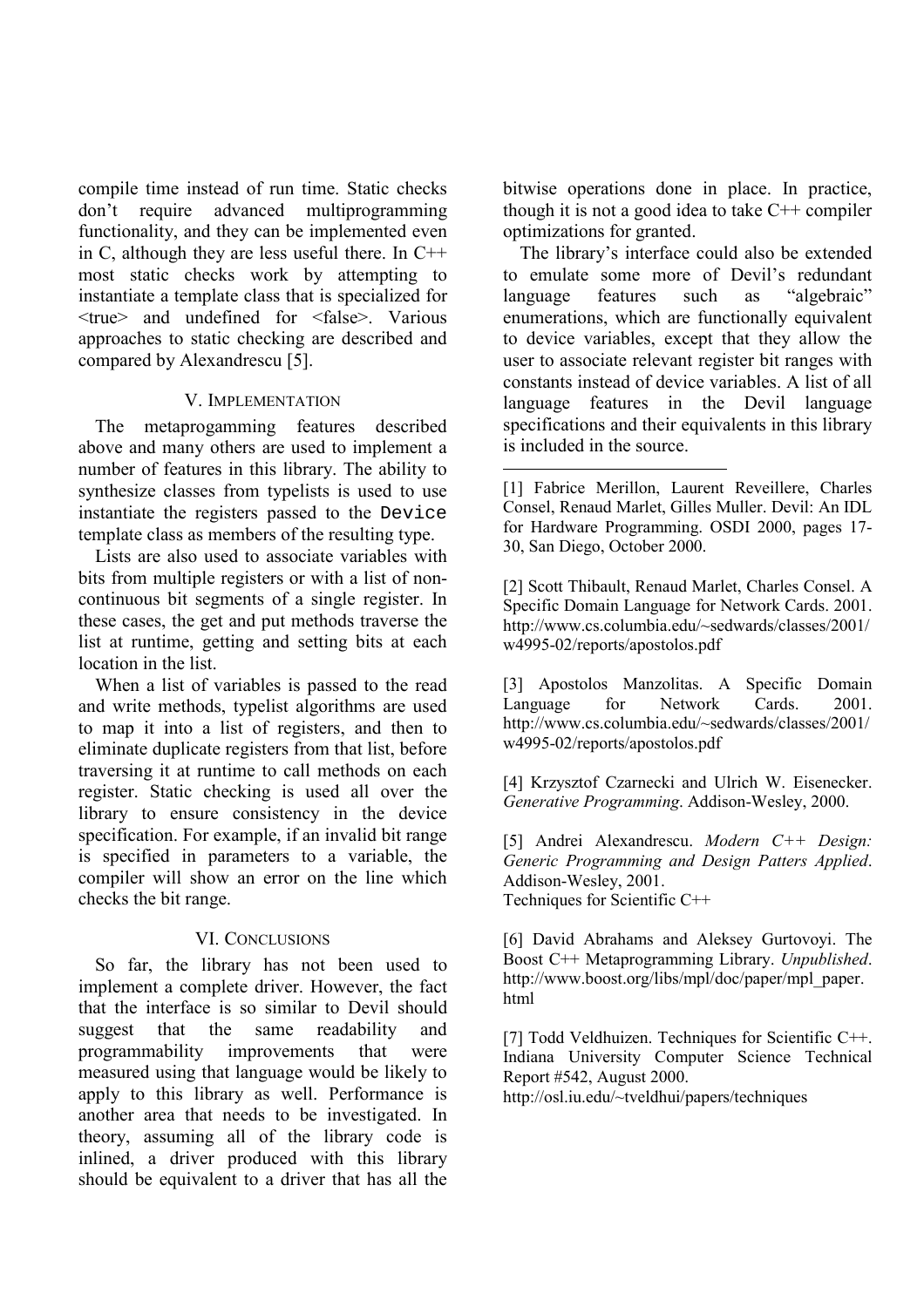compile time instead of run time. Static checks don't require advanced multiprogramming functionality, and they can be implemented even in C, although they are less useful there. In C++ most static checks work by attempting to instantiate a template class that is specialized for <true> and undefined for <false>. Various approaches to static checking are described and compared by Alexandrescu [5].

## V. Implementation

The metaprogamming features described above and many others are used to implement a number of features in this library. The ability to synthesize classes from typelists is used to use instantiate the registers passed to the `Device` template class as members of the resulting type.

Lists are also used to associate variables with bits from multiple registers or with a list of non-continuous bit segments of a single register. In these cases, the get and put methods traverse the list at runtime, getting and setting bits at each location in the list.

When a list of variables is passed to the read and write methods, typelist algorithms are used to map it into a list of registers, and then to eliminate duplicate registers from that list, before traversing it at runtime to call methods on each register. Static checking is used all over the library to ensure consistency in the device specification. For example, if an invalid bit range is specified in parameters to a variable, the compiler will show an error on the line which checks the bit range.

## VI. Conclusions

So far, the library has not been used to implement a complete driver. However, the fact that the interface is so similar to Devil should suggest that the same readability and programmability improvements that were measured using that language would be likely to apply to this library as well. Performance is another area that needs to be investigated. In theory, assuming all of the library code is inlined, a driver produced with this library should be equivalent to a driver that has all the bitwise operations done in place. In practice, though it is not a good idea to take C++ compiler optimizations for granted.

The library's interface could also be extended to emulate some more of Devil's redundant language features such as "algebraic" enumerations, which are functionally equivalent to device variables, except that they allow the user to associate relevant register bit ranges with constants instead of device variables. A list of all language features in the Devil language specifications and their equivalents in this library is included in the source.

---

[1] Fabrice Merillon, Laurent Reveillere, Charles Consel, Renaud Marlet, Gilles Muller. Devil: An IDL for Hardware Programming. OSDI 2000, pages 17-30, San Diego, October 2000.

[2] Scott Thibault, Renaud Marlet, Charles Consel. A Specific Domain Language for Network Cards. 2001. http://www.cs.columbia.edu/~sedwards/classes/2001/w4995-02/reports/apostolos.pdf

[3] Apostolos Manzolitas. A Specific Domain Language for Network Cards. 2001. http://www.cs.columbia.edu/~sedwards/classes/2001/w4995-02/reports/apostolos.pdf

[4] Krzysztof Czarnecki and Ulrich W. Eisenecker. *Generative Programming*. Addison-Wesley, 2000.

[5] Andrei Alexandrescu. *Modern C++ Design: Generic Programming and Design Patters Applied*. Addison-Wesley, 2001.
Techniques for Scientific C++

[6] David Abrahams and Aleksey Gurtovoyi. The Boost C++ Metaprogramming Library. *Unpublished*. http://www.boost.org/libs/mpl/doc/paper/mpl_paper.html

[7] Todd Veldhuizen. Techniques for Scientific C++. Indiana University Computer Science Technical Report #542, August 2000.
http://osl.iu.edu/~tveldhui/papers/techniques